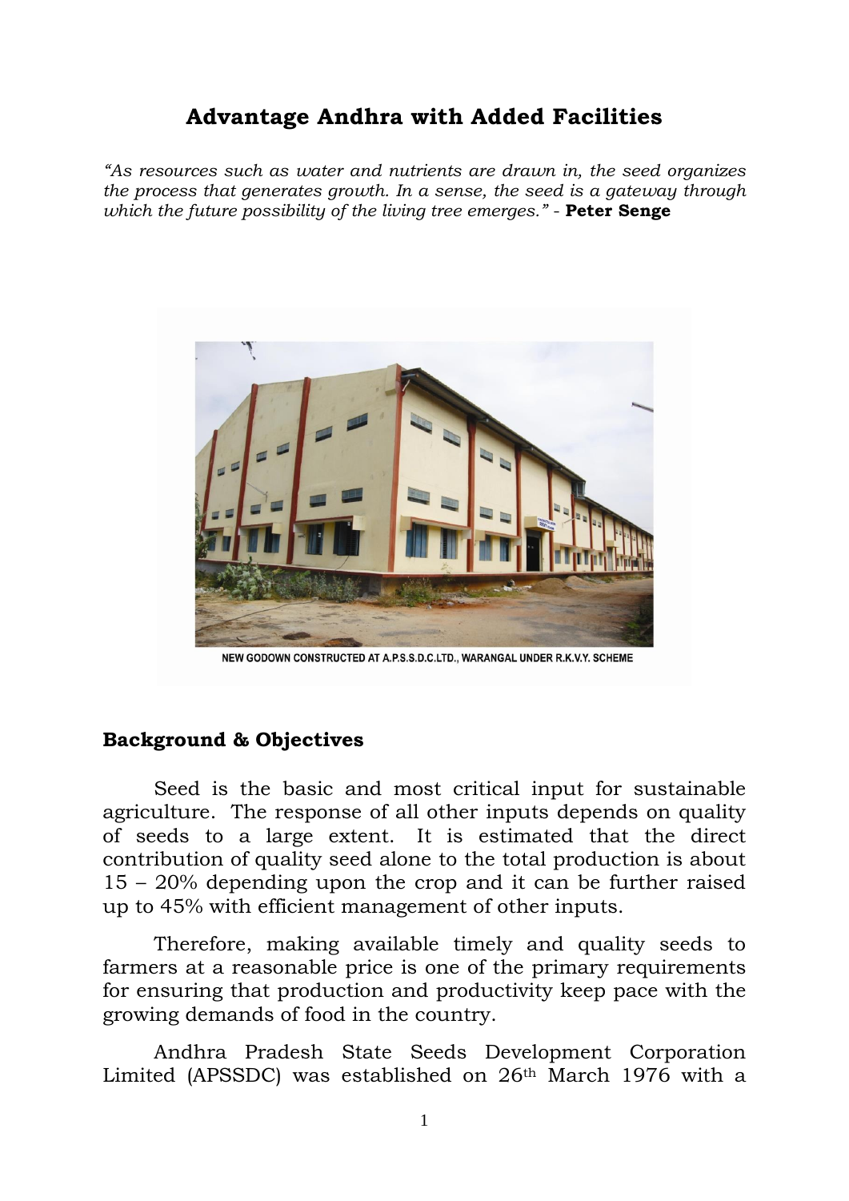# Advantage Andhra with Added Facilities

*"As resources such as water and nutrients are drawn in, the seed organizes the process that generates growth. In a sense, the seed is a gateway through which the future possibility of the living tree emerges."* - **Peter Senge**

NEW GODOWN CONSTRUCTED AT A.P.S.S.D.C.LTD., WARANGAL UNDER R.K.V.Y. SCHEME

## Background & Objectives

Seed is the basic and most critical input for sustainable agriculture. The response of all other inputs depends on quality of seeds to a large extent. It is estimated that the direct contribution of quality seed alone to the total production is about 15 – 20% depending upon the crop and it can be further raised up to 45% with efficient management of other inputs.

Therefore, making available timely and quality seeds to farmers at a reasonable price is one of the primary requirements for ensuring that production and productivity keep pace with the growing demands of food in the country.

Andhra Pradesh State Seeds Development Corporation Limited (APSSDC) was established on 26th March 1976 with a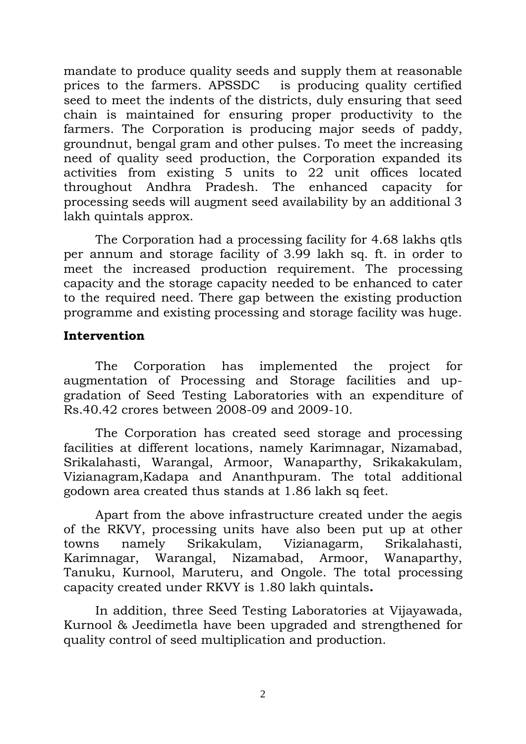mandate to produce quality seeds and supply them at reasonable prices to the farmers. APSSDC is producing quality certified seed to meet the indents of the districts, duly ensuring that seed chain is maintained for ensuring proper productivity to the farmers. The Corporation is producing major seeds of paddy, groundnut, bengal gram and other pulses. To meet the increasing need of quality seed production, the Corporation expanded its activities from existing 5 units to 22 unit offices located throughout Andhra Pradesh. The enhanced capacity for processing seeds will augment seed availability by an additional 3 lakh quintals approx.

The Corporation had a processing facility for 4.68 lakhs qtls per annum and storage facility of 3.99 lakh sq. ft. in order to meet the increased production requirement. The processing capacity and the storage capacity needed to be enhanced to cater to the required need. There gap between the existing production programme and existing processing and storage facility was huge.

## Intervention

The Corporation has implemented the project for augmentation of Processing and Storage facilities and up-gradation of Seed Testing Laboratories with an expenditure of Rs.40.42 crores between 2008-09 and 2009-10.

The Corporation has created seed storage and processing facilities at different locations, namely Karimnagar, Nizamabad, Srikalahasti, Warangal, Armoor, Wanaparthy, Srikakakulam, Vizianagram,Kadapa and Ananthpuram. The total additional godown area created thus stands at 1.86 lakh sq feet.

Apart from the above infrastructure created under the aegis of the RKVY, processing units have also been put up at other towns namely Srikakulam, Vizianagarm, Srikalahasti, Karimnagar, Warangal, Nizamabad, Armoor, Wanaparthy, Tanuku, Kurnool, Maruteru, and Ongole. The total processing capacity created under RKVY is 1.80 lakh quintals**.**

In addition, three Seed Testing Laboratories at Vijayawada, Kurnool & Jeedimetla have been upgraded and strengthened for quality control of seed multiplication and production.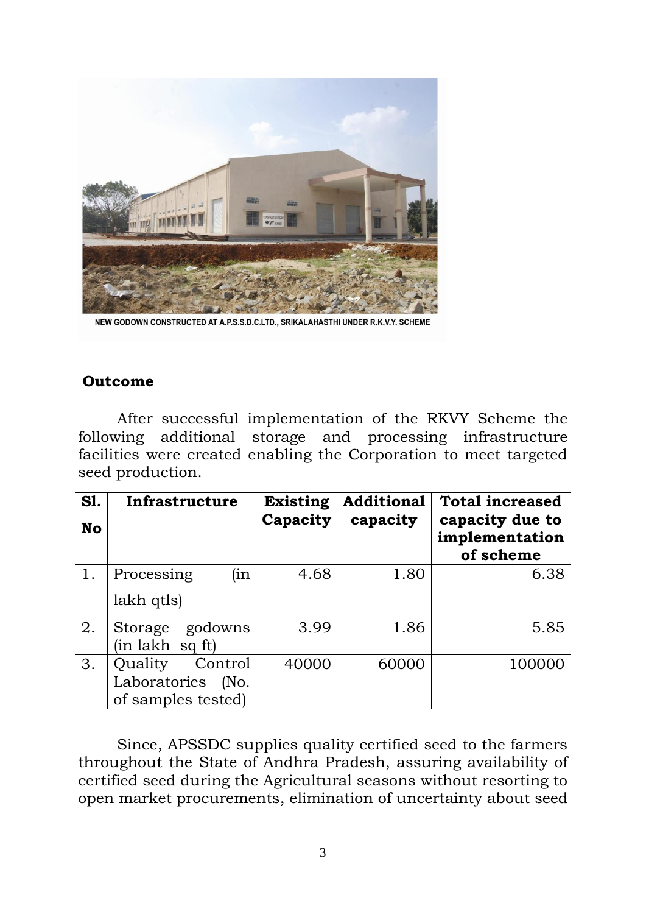NEW GODOWN CONSTRUCTED AT A.P.S.S.D.C.LTD., SRIKALAHASTHI UNDER R.K.V.Y. SCHEME

**Outcome**

After successful implementation of the RKVY Scheme the following additional storage and processing infrastructure facilities were created enabling the Corporation to meet targeted seed production.

| Sl. No | Infrastructure | Existing Capacity | Additional capacity | Total increased capacity due to implementation of scheme |
|---|---|---|---|---|
| 1. | Processing (in lakh qtls) | 4.68 | 1.80 | 6.38 |
| 2. | Storage godowns (in lakh sq ft) | 3.99 | 1.86 | 5.85 |
| 3. | Quality Control Laboratories (No. of samples tested) | 40000 | 60000 | 100000 |

Since, APSSDC supplies quality certified seed to the farmers throughout the State of Andhra Pradesh, assuring availability of certified seed during the Agricultural seasons without resorting to open market procurements, elimination of uncertainty about seed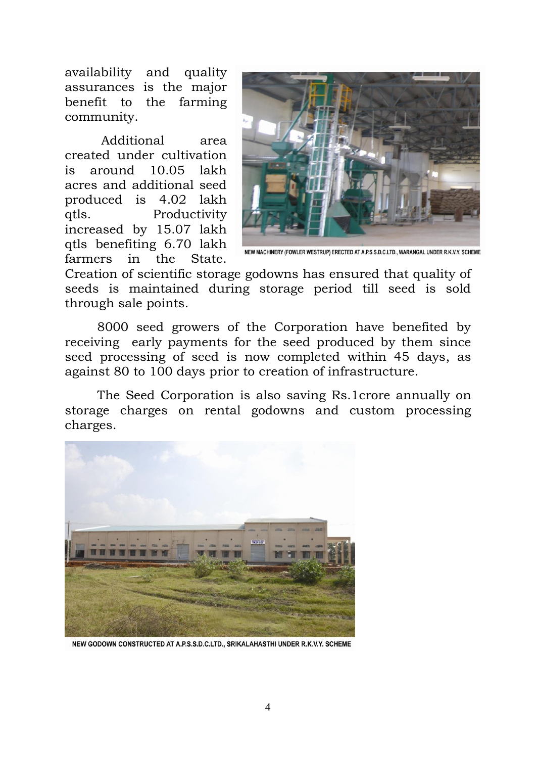availability and quality assurances is the major benefit to the farming community.

Additional area created under cultivation is around 10.05 lakh acres and additional seed produced is 4.02 lakh qtls. Productivity increased by 15.07 lakh qtls benefiting 6.70 lakh farmers in the State. Creation of scientific storage godowns has ensured that quality of seeds is maintained during storage period till seed is sold through sale points.

NEW MACHINERY (FOWLER WESTRUP) ERECTED AT A.P.S.S.D.C.LTD., WARANGAL UNDER R.K.V.Y. SCHEME

8000 seed growers of the Corporation have benefited by receiving early payments for the seed produced by them since seed processing of seed is now completed within 45 days, as against 80 to 100 days prior to creation of infrastructure.

The Seed Corporation is also saving Rs.1crore annually on storage charges on rental godowns and custom processing charges.

NEW GODOWN CONSTRUCTED AT A.P.S.S.D.C.LTD., SRIKALAHASTHI UNDER R.K.V.Y. SCHEME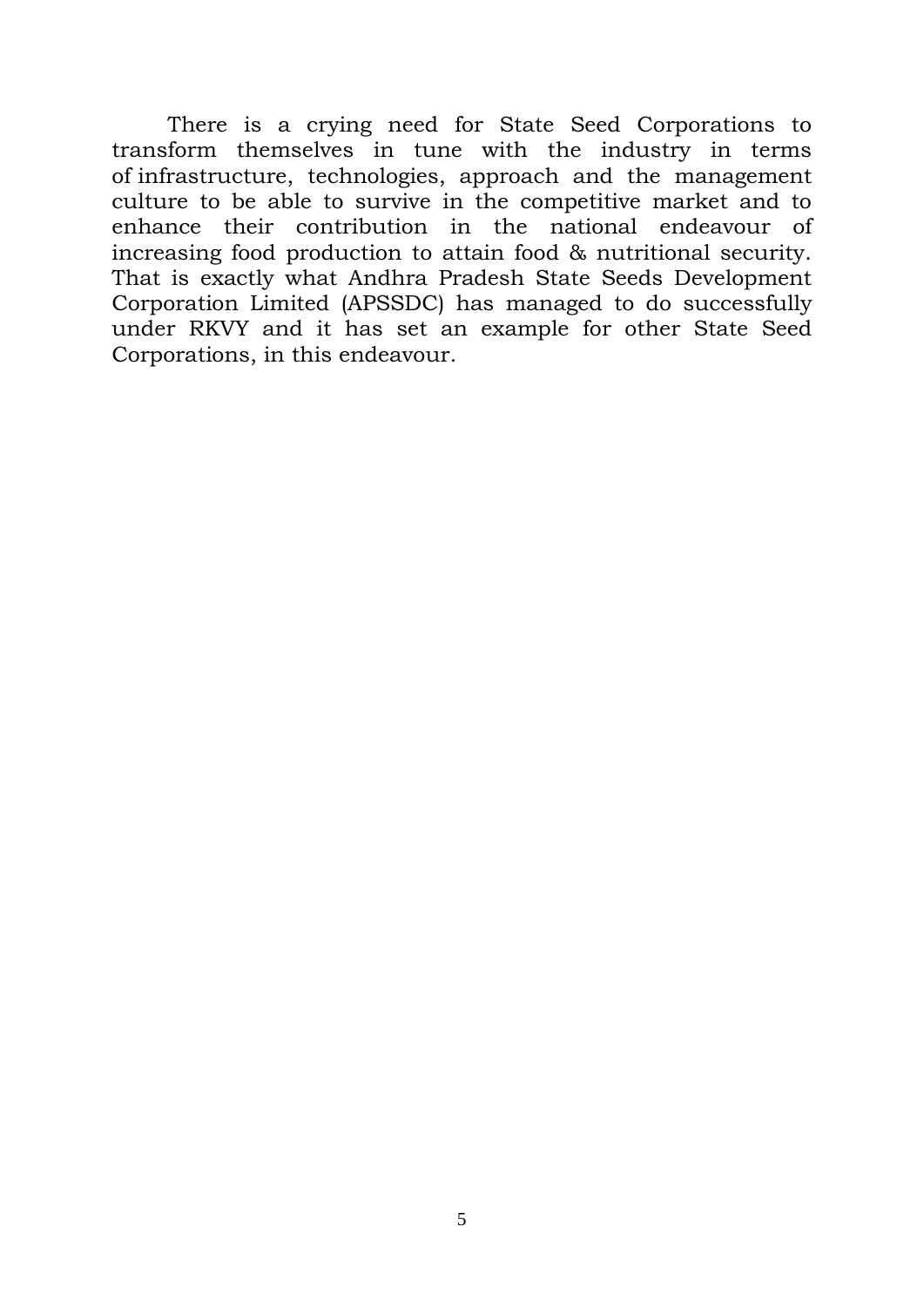There is a crying need for State Seed Corporations to transform themselves in tune with the industry in terms of infrastructure, technologies, approach and the management culture to be able to survive in the competitive market and to enhance their contribution in the national endeavour of increasing food production to attain food & nutritional security. That is exactly what Andhra Pradesh State Seeds Development Corporation Limited (APSSDC) has managed to do successfully under RKVY and it has set an example for other State Seed Corporations, in this endeavour.